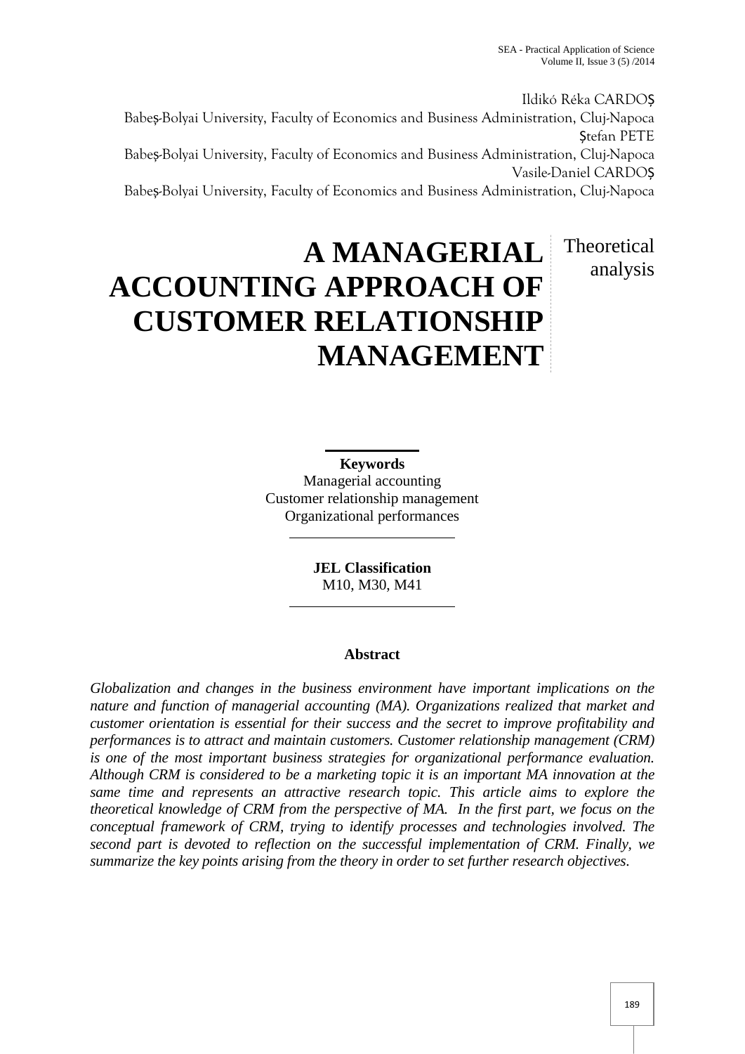Ildikó Réka CARDOȘ
Babeș-Bolyai University, Faculty of Economics and Business Administration, Cluj-Napoca
Ștefan PETE
Babeș-Bolyai University, Faculty of Economics and Business Administration, Cluj-Napoca
Vasile-Daniel CARDOȘ
Babeș-Bolyai University, Faculty of Economics and Business Administration, Cluj-Napoca

# A MANAGERIAL ACCOUNTING APPROACH OF CUSTOMER RELATIONSHIP MANAGEMENT

Theoretical analysis

**Keywords**
Managerial accounting
Customer relationship management
Organizational performances

**JEL Classification**
M10, M30, M41

**Abstract**

*Globalization and changes in the business environment have important implications on the nature and function of managerial accounting (MA). Organizations realized that market and customer orientation is essential for their success and the secret to improve profitability and performances is to attract and maintain customers. Customer relationship management (CRM) is one of the most important business strategies for organizational performance evaluation. Although CRM is considered to be a marketing topic it is an important MA innovation at the same time and represents an attractive research topic. This article aims to explore the theoretical knowledge of CRM from the perspective of MA. In the first part, we focus on the conceptual framework of CRM, trying to identify processes and technologies involved. The second part is devoted to reflection on the successful implementation of CRM. Finally, we summarize the key points arising from the theory in order to set further research objectives.*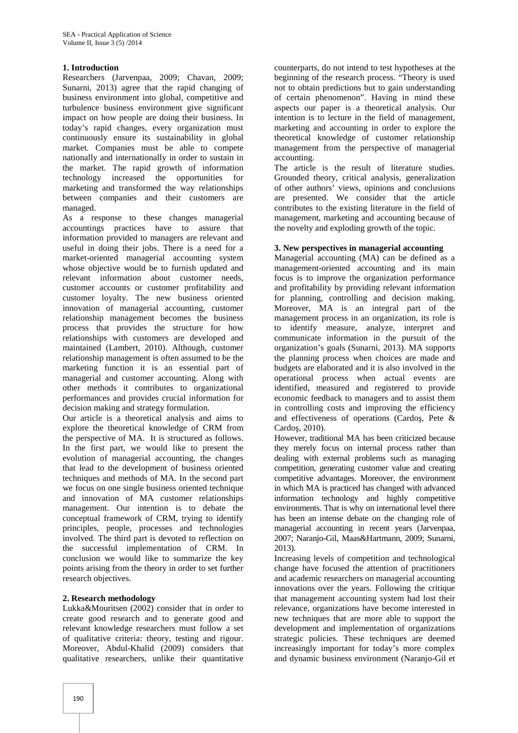## 1. Introduction

Researchers (Jarvenpaa, 2009; Chavan, 2009; Sunarni, 2013) agree that the rapid changing of business environment into global, competitive and turbulence business environment give significant impact on how people are doing their business. In today's rapid changes, every organization must continuously ensure its sustainability in global market. Companies must be able to compete nationally and internationally in order to sustain in the market. The rapid growth of information technology increased the opportunities for marketing and transformed the way relationships between companies and their customers are managed.

As a response to these changes managerial accountings practices have to assure that information provided to managers are relevant and useful in doing their jobs. There is a need for a market-oriented managerial accounting system whose objective would be to furnish updated and relevant information about customer needs, customer accounts or customer profitability and customer loyalty. The new business oriented innovation of managerial accounting, customer relationship management becomes the business process that provides the structure for how relationships with customers are developed and maintained (Lambert, 2010). Although, customer relationship management is often assumed to be the marketing function it is an essential part of managerial and customer accounting. Along with other methods it contributes to organizational performances and provides crucial information for decision making and strategy formulation.

Our article is a theoretical analysis and aims to explore the theoretical knowledge of CRM from the perspective of MA. It is structured as follows. In the first part, we would like to present the evolution of managerial accounting, the changes that lead to the development of business oriented techniques and methods of MA. In the second part we focus on one single business oriented technique and innovation of MA customer relationships management. Our intention is to debate the conceptual framework of CRM, trying to identify principles, people, processes and technologies involved. The third part is devoted to reflection on the successful implementation of CRM. In conclusion we would like to summarize the key points arising from the theory in order to set further research objectives.

## 2. Research methodology

Lukka&Mouritsen (2002) consider that in order to create good research and to generate good and relevant knowledge researchers must follow a set of qualitative criteria: theory, testing and rigour. Moreover, Abdul-Khalid (2009) considers that qualitative researchers, unlike their quantitative counterparts, do not intend to test hypotheses at the beginning of the research process. "Theory is used not to obtain predictions but to gain understanding of certain phenomenon". Having in mind these aspects our paper is a theoretical analysis. Our intention is to lecture in the field of management, marketing and accounting in order to explore the theoretical knowledge of customer relationship management from the perspective of managerial accounting.

The article is the result of literature studies. Grounded theory, critical analysis, generalization of other authors' views, opinions and conclusions are presented. We consider that the article contributes to the existing literature in the field of management, marketing and accounting because of the novelty and exploding growth of the topic.

## 3. New perspectives in managerial accounting

Managerial accounting (MA) can be defined as a management-oriented accounting and its main focus is to improve the organization performance and profitability by providing relevant information for planning, controlling and decision making. Moreover, MA is an integral part of the management process in an organization, its role is to identify measure, analyze, interpret and communicate information in the pursuit of the organization's goals (Sunarni, 2013). MA supports the planning process when choices are made and budgets are elaborated and it is also involved in the operational process when actual events are identified, measured and registered to provide economic feedback to managers and to assist them in controlling costs and improving the efficiency and effectiveness of operations (Cardoş, Pete & Cardoş, 2010).

However, traditional MA has been criticized because they merely focus on internal process rather than dealing with external problems such as managing competition, generating customer value and creating competitive advantages. Moreover, the environment in which MA is practiced has changed with advanced information technology and highly competitive environments. That is why on international level there has been an intense debate on the changing role of managerial accounting in recent years (Jarvenpaa, 2007; Naranjo-Gil, Maas&Hartmann, 2009; Sunarni, 2013).

Increasing levels of competition and technological change have focused the attention of practitioners and academic researchers on managerial accounting innovations over the years. Following the critique that management accounting system had lost their relevance, organizations have become interested in new techniques that are more able to support the development and implementation of organizations strategic policies. These techniques are deemed increasingly important for today's more complex and dynamic business environment (Naranjo-Gil et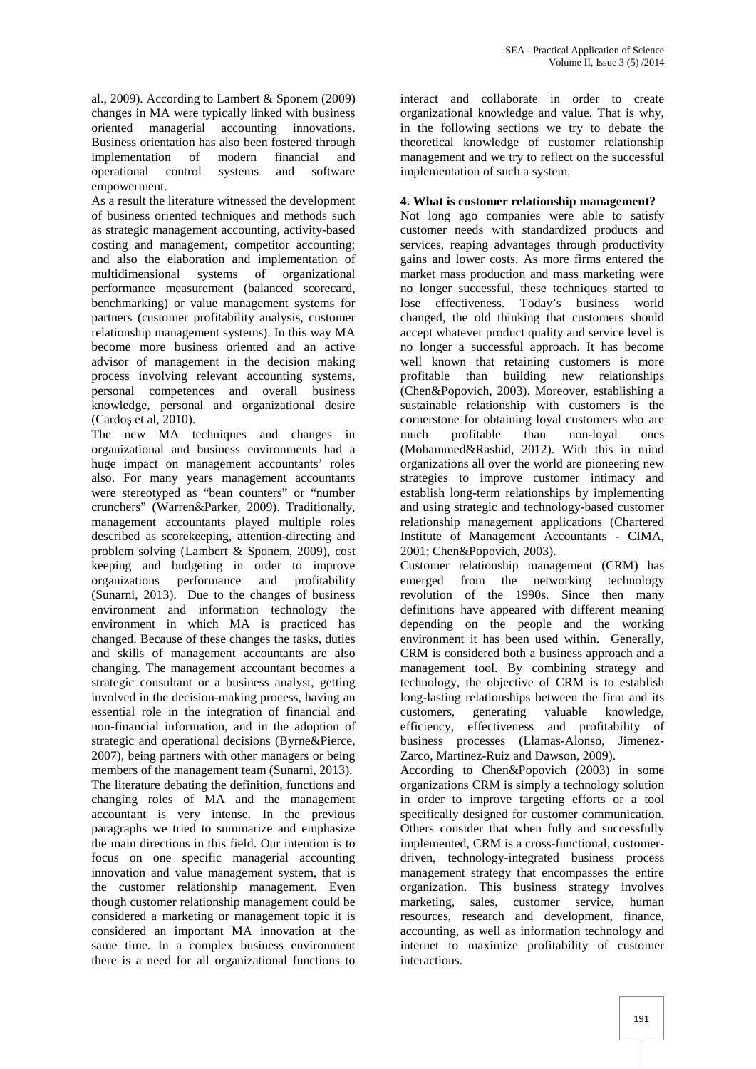al., 2009). According to Lambert & Sponem (2009) changes in MA were typically linked with business oriented managerial accounting innovations. Business orientation has also been fostered through implementation of modern financial and operational control systems and software empowerment.

As a result the literature witnessed the development of business oriented techniques and methods such as strategic management accounting, activity-based costing and management, competitor accounting; and also the elaboration and implementation of multidimensional systems of organizational performance measurement (balanced scorecard, benchmarking) or value management systems for partners (customer profitability analysis, customer relationship management systems). In this way MA become more business oriented and an active advisor of management in the decision making process involving relevant accounting systems, personal competences and overall business knowledge, personal and organizational desire (Cardoş et al, 2010).

The new MA techniques and changes in organizational and business environments had a huge impact on management accountants' roles also. For many years management accountants were stereotyped as "bean counters" or "number crunchers" (Warren&Parker, 2009). Traditionally, management accountants played multiple roles described as scorekeeping, attention-directing and problem solving (Lambert & Sponem, 2009), cost keeping and budgeting in order to improve organizations performance and profitability (Sunarni, 2013). Due to the changes of business environment and information technology the environment in which MA is practiced has changed. Because of these changes the tasks, duties and skills of management accountants are also changing. The management accountant becomes a strategic consultant or a business analyst, getting involved in the decision-making process, having an essential role in the integration of financial and non-financial information, and in the adoption of strategic and operational decisions (Byrne&Pierce, 2007), being partners with other managers or being members of the management team (Sunarni, 2013).

The literature debating the definition, functions and changing roles of MA and the management accountant is very intense. In the previous paragraphs we tried to summarize and emphasize the main directions in this field. Our intention is to focus on one specific managerial accounting innovation and value management system, that is the customer relationship management. Even though customer relationship management could be considered a marketing or management topic it is considered an important MA innovation at the same time. In a complex business environment there is a need for all organizational functions to interact and collaborate in order to create organizational knowledge and value. That is why, in the following sections we try to debate the theoretical knowledge of customer relationship management and we try to reflect on the successful implementation of such a system.

## 4. What is customer relationship management?

Not long ago companies were able to satisfy customer needs with standardized products and services, reaping advantages through productivity gains and lower costs. As more firms entered the market mass production and mass marketing were no longer successful, these techniques started to lose effectiveness. Today's business world changed, the old thinking that customers should accept whatever product quality and service level is no longer a successful approach. It has become well known that retaining customers is more profitable than building new relationships (Chen&Popovich, 2003). Moreover, establishing a sustainable relationship with customers is the cornerstone for obtaining loyal customers who are much profitable than non-loyal ones (Mohammed&Rashid, 2012). With this in mind organizations all over the world are pioneering new strategies to improve customer intimacy and establish long-term relationships by implementing and using strategic and technology-based customer relationship management applications (Chartered Institute of Management Accountants - CIMA, 2001; Chen&Popovich, 2003).

Customer relationship management (CRM) has emerged from the networking technology revolution of the 1990s. Since then many definitions have appeared with different meaning depending on the people and the working environment it has been used within. Generally, CRM is considered both a business approach and a management tool. By combining strategy and technology, the objective of CRM is to establish long-lasting relationships between the firm and its customers, generating valuable knowledge, efficiency, effectiveness and profitability of business processes (Llamas-Alonso, Jimenez-Zarco, Martinez-Ruiz and Dawson, 2009).

According to Chen&Popovich (2003) in some organizations CRM is simply a technology solution in order to improve targeting efforts or a tool specifically designed for customer communication. Others consider that when fully and successfully implemented, CRM is a cross-functional, customer-driven, technology-integrated business process management strategy that encompasses the entire organization. This business strategy involves marketing, sales, customer service, human resources, research and development, finance, accounting, as well as information technology and internet to maximize profitability of customer interactions.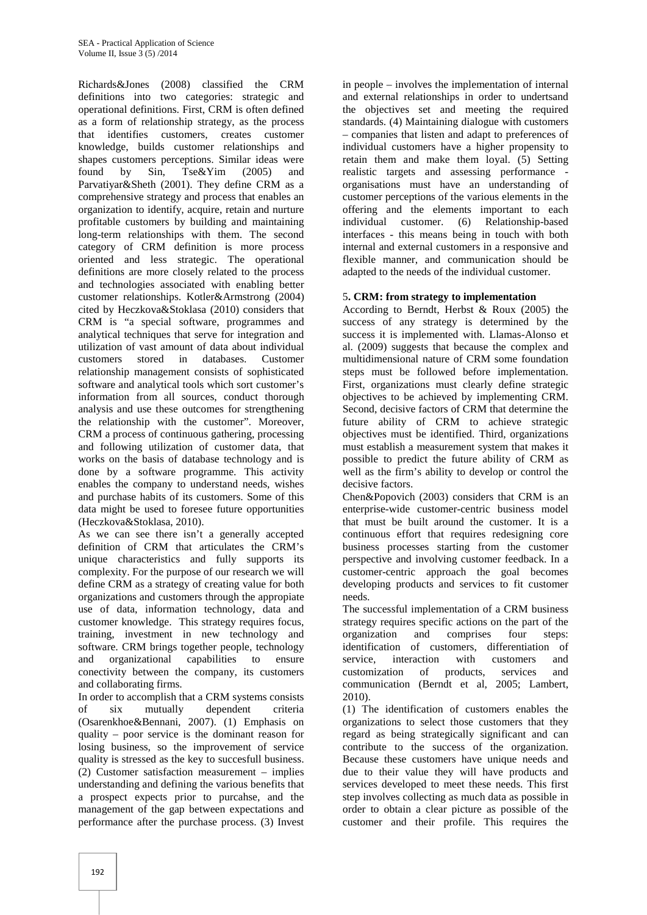Richards&Jones (2008) classified the CRM definitions into two categories: strategic and operational definitions. First, CRM is often defined as a form of relationship strategy, as the process that identifies customers, creates customer knowledge, builds customer relationships and shapes customers perceptions. Similar ideas were found by Sin, Tse&Yim (2005) and Parvatiyar&Sheth (2001). They define CRM as a comprehensive strategy and process that enables an organization to identify, acquire, retain and nurture profitable customers by building and maintaining long-term relationships with them. The second category of CRM definition is more process oriented and less strategic. The operational definitions are more closely related to the process and technologies associated with enabling better customer relationships. Kotler&Armstrong (2004) cited by Heczkova&Stoklasa (2010) considers that CRM is "a special software, programmes and analytical techniques that serve for integration and utilization of vast amount of data about individual customers stored in databases. Customer relationship management consists of sophisticated software and analytical tools which sort customer's information from all sources, conduct thorough analysis and use these outcomes for strengthening the relationship with the customer". Moreover, CRM a process of continuous gathering, processing and following utilization of customer data, that works on the basis of database technology and is done by a software programme. This activity enables the company to understand needs, wishes and purchase habits of its customers. Some of this data might be used to foresee future opportunities (Heczkova&Stoklasa, 2010).

As we can see there isn't a generally accepted definition of CRM that articulates the CRM's unique characteristics and fully supports its complexity. For the purpose of our research we will define CRM as a strategy of creating value for both organizations and customers through the appropiate use of data, information technology, data and customer knowledge. This strategy requires focus, training, investment in new technology and software. CRM brings together people, technology and organizational capabilities to ensure conectivity between the company, its customers and collaborating firms.

In order to accomplish that a CRM systems consists of six mutually dependent criteria (Osarenkhoe&Bennani, 2007). (1) Emphasis on quality – poor service is the dominant reason for losing business, so the improvement of service quality is stressed as the key to succesfull business. (2) Customer satisfaction measurement – implies understanding and defining the various benefits that a prospect expects prior to purcahse, and the management of the gap between expectations and performance after the purchase process. (3) Invest in people – involves the implementation of internal and external relationships in order to undertsand the objectives set and meeting the required standards. (4) Maintaining dialogue with customers – companies that listen and adapt to preferences of individual customers have a higher propensity to retain them and make them loyal. (5) Setting realistic targets and assessing performance - organisations must have an understanding of customer perceptions of the various elements in the offering and the elements important to each individual customer. (6) Relationship-based interfaces - this means being in touch with both internal and external customers in a responsive and flexible manner, and communication should be adapted to the needs of the individual customer.

## 5. CRM: from strategy to implementation

According to Berndt, Herbst & Roux (2005) the success of any strategy is determined by the success it is implemented with. Llamas-Alonso et al. (2009) suggests that because the complex and multidimensional nature of CRM some foundation steps must be followed before implementation. First, organizations must clearly define strategic objectives to be achieved by implementing CRM. Second, decisive factors of CRM that determine the future ability of CRM to achieve strategic objectives must be identified. Third, organizations must establish a measurement system that makes it possible to predict the future ability of CRM as well as the firm's ability to develop or control the decisive factors.

Chen&Popovich (2003) considers that CRM is an enterprise-wide customer-centric business model that must be built around the customer. It is a continuous effort that requires redesigning core business processes starting from the customer perspective and involving customer feedback. In a customer-centric approach the goal becomes developing products and services to fit customer needs.

The successful implementation of a CRM business strategy requires specific actions on the part of the organization and comprises four steps: identification of customers, differentiation of service, interaction with customers and customization of products, services and communication (Berndt et al, 2005; Lambert, 2010).

(1) The identification of customers enables the organizations to select those customers that they regard as being strategically significant and can contribute to the success of the organization. Because these customers have unique needs and due to their value they will have products and services developed to meet these needs. This first step involves collecting as much data as possible in order to obtain a clear picture as possible of the customer and their profile. This requires the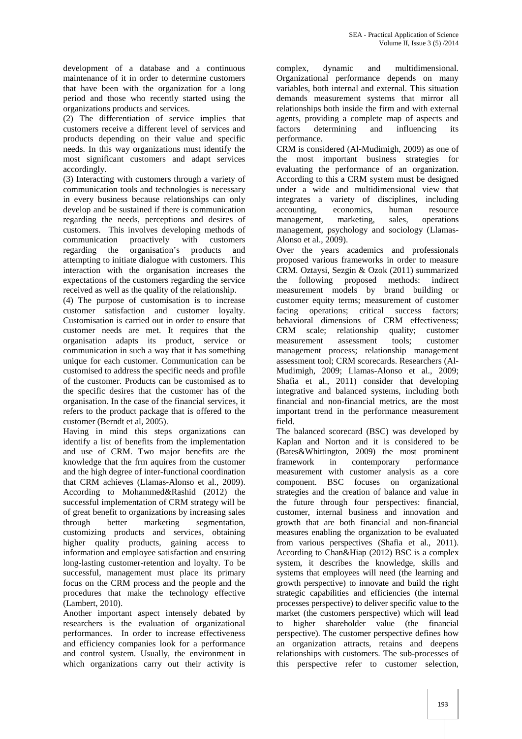development of a database and a continuous maintenance of it in order to determine customers that have been with the organization for a long period and those who recently started using the organizations products and services.

(2) The differentiation of service implies that customers receive a different level of services and products depending on their value and specific needs. In this way organizations must identify the most significant customers and adapt services accordingly.

(3) Interacting with customers through a variety of communication tools and technologies is necessary in every business because relationships can only develop and be sustained if there is communication regarding the needs, perceptions and desires of customers. This involves developing methods of communication proactively with customers regarding the organisation's products and attempting to initiate dialogue with customers. This interaction with the organisation increases the expectations of the customers regarding the service received as well as the quality of the relationship.

(4) The purpose of customisation is to increase customer satisfaction and customer loyalty. Customisation is carried out in order to ensure that customer needs are met. It requires that the organisation adapts its product, service or communication in such a way that it has something unique for each customer. Communication can be customised to address the specific needs and profile of the customer. Products can be customised as to the specific desires that the customer has of the organisation. In the case of the financial services, it refers to the product package that is offered to the customer (Berndt et al, 2005).

Having in mind this steps organizations can identify a list of benefits from the implementation and use of CRM. Two major benefits are the knowledge that the frm aquires from the customer and the high degree of inter-functional coordination that CRM achieves (Llamas-Alonso et al., 2009). According to Mohammed&Rashid (2012) the successful implementation of CRM strategy will be of great benefit to organizations by increasing sales through better marketing segmentation, customizing products and services, obtaining higher quality products, gaining access to information and employee satisfaction and ensuring long-lasting customer-retention and loyalty. To be successful, management must place its primary focus on the CRM process and the people and the procedures that make the technology effective (Lambert, 2010).

Another important aspect intensely debated by researchers is the evaluation of organizational performances. In order to increase effectiveness and efficiency companies look for a performance and control system. Usually, the environment in which organizations carry out their activity is complex, dynamic and multidimensional. Organizational performance depends on many variables, both internal and external. This situation demands measurement systems that mirror all relationships both inside the firm and with external agents, providing a complete map of aspects and factors determining and influencing its performance.

CRM is considered (Al-Mudimigh, 2009) as one of the most important business strategies for evaluating the performance of an organization. According to this a CRM system must be designed under a wide and multidimensional view that integrates a variety of disciplines, including accounting, economics, human resource management, marketing, sales, operations management, psychology and sociology (Llamas-Alonso et al., 2009).

Over the years academics and professionals proposed various frameworks in order to measure CRM. Oztaysi, Sezgin & Ozok (2011) summarized the following proposed methods: indirect measurement models by brand building or customer equity terms; measurement of customer facing operations; critical success factors; behavioral dimensions of CRM effectiveness; CRM scale; relationship quality; customer measurement assessment tools; customer management process; relationship management assessment tool; CRM scorecards. Researchers (Al-Mudimigh, 2009; Llamas-Alonso et al., 2009; Shafia et al., 2011) consider that developing integrative and balanced systems, including both financial and non-financial metrics, are the most important trend in the performance measurement field.

The balanced scorecard (BSC) was developed by Kaplan and Norton and it is considered to be (Bates&Whittington, 2009) the most prominent framework in contemporary performance measurement with customer analysis as a core component. BSC focuses on organizational strategies and the creation of balance and value in the future through four perspectives: financial, customer, internal business and innovation and growth that are both financial and non-financial measures enabling the organization to be evaluated from various perspectives (Shafia et al., 2011). According to Chan&Hiap (2012) BSC is a complex system, it describes the knowledge, skills and systems that employees will need (the learning and growth perspective) to innovate and build the right strategic capabilities and efficiencies (the internal processes perspective) to deliver specific value to the market (the customers perspective) which will lead to higher shareholder value (the financial perspective). The customer perspective defines how an organization attracts, retains and deepens relationships with customers. The sub-processes of this perspective refer to customer selection,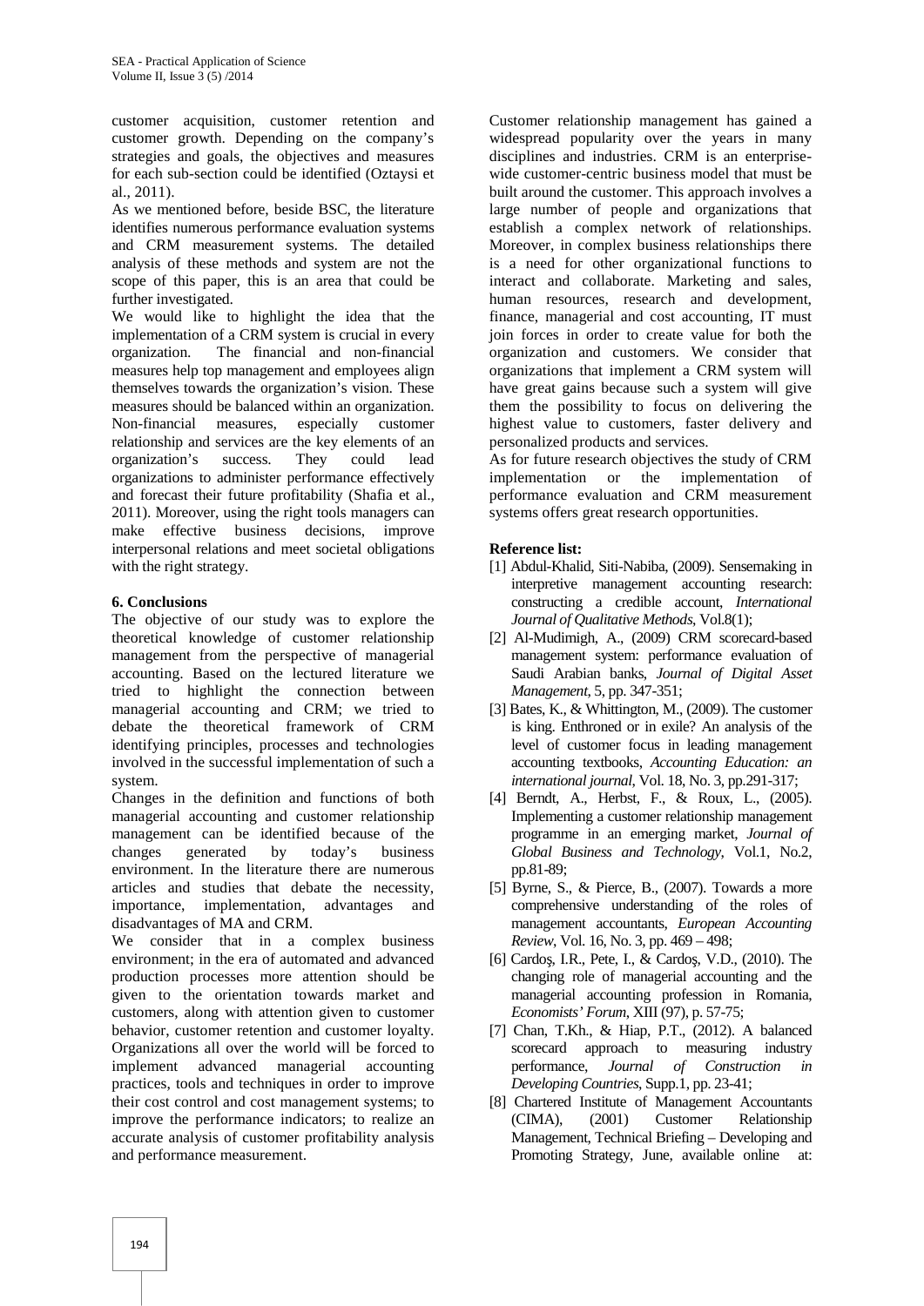customer acquisition, customer retention and customer growth. Depending on the company's strategies and goals, the objectives and measures for each sub-section could be identified (Oztaysi et al., 2011).

As we mentioned before, beside BSC, the literature identifies numerous performance evaluation systems and CRM measurement systems. The detailed analysis of these methods and system are not the scope of this paper, this is an area that could be further investigated.

We would like to highlight the idea that the implementation of a CRM system is crucial in every organization. The financial and non-financial measures help top management and employees align themselves towards the organization's vision. These measures should be balanced within an organization. Non-financial measures, especially customer relationship and services are the key elements of an organization's success. They could lead organizations to administer performance effectively and forecast their future profitability (Shafia et al., 2011). Moreover, using the right tools managers can make effective business decisions, improve interpersonal relations and meet societal obligations with the right strategy.

## 6. Conclusions

The objective of our study was to explore the theoretical knowledge of customer relationship management from the perspective of managerial accounting. Based on the lectured literature we tried to highlight the connection between managerial accounting and CRM; we tried to debate the theoretical framework of CRM identifying principles, processes and technologies involved in the successful implementation of such a system.

Changes in the definition and functions of both managerial accounting and customer relationship management can be identified because of the changes generated by today's business environment. In the literature there are numerous articles and studies that debate the necessity, importance, implementation, advantages and disadvantages of MA and CRM.

We consider that in a complex business environment; in the era of automated and advanced production processes more attention should be given to the orientation towards market and customers, along with attention given to customer behavior, customer retention and customer loyalty. Organizations all over the world will be forced to implement advanced managerial accounting practices, tools and techniques in order to improve their cost control and cost management systems; to improve the performance indicators; to realize an accurate analysis of customer profitability analysis and performance measurement.

Customer relationship management has gained a widespread popularity over the years in many disciplines and industries. CRM is an enterprise-wide customer-centric business model that must be built around the customer. This approach involves a large number of people and organizations that establish a complex network of relationships. Moreover, in complex business relationships there is a need for other organizational functions to interact and collaborate. Marketing and sales, human resources, research and development, finance, managerial and cost accounting, IT must join forces in order to create value for both the organization and customers. We consider that organizations that implement a CRM system will have great gains because such a system will give them the possibility to focus on delivering the highest value to customers, faster delivery and personalized products and services.

As for future research objectives the study of CRM implementation or the implementation of performance evaluation and CRM measurement systems offers great research opportunities.

**Reference list:**

[1] Abdul-Khalid, Siti-Nabiba, (2009). Sensemaking in interpretive management accounting research: constructing a credible account, *International Journal of Qualitative Methods*, Vol.8(1);

[2] Al-Mudimigh, A., (2009) CRM scorecard-based management system: performance evaluation of Saudi Arabian banks, *Journal of Digital Asset Management*, 5, pp. 347-351;

[3] Bates, K., & Whittington, M., (2009). The customer is king. Enthroned or in exile? An analysis of the level of customer focus in leading management accounting textbooks, *Accounting Education: an international journal*, Vol. 18, No. 3, pp.291-317;

[4] Berndt, A., Herbst, F., & Roux, L., (2005). Implementing a customer relationship management programme in an emerging market, *Journal of Global Business and Technology*, Vol.1, No.2, pp.81-89;

[5] Byrne, S., & Pierce, B., (2007). Towards a more comprehensive understanding of the roles of management accountants, *European Accounting Review*, Vol. 16, No. 3, pp. 469 – 498;

[6] Cardoş, I.R., Pete, I., & Cardoş, V.D., (2010). The changing role of managerial accounting and the managerial accounting profession in Romania, *Economists' Forum*, XIII (97), p. 57-75;

[7] Chan, T.Kh., & Hiap, P.T., (2012). A balanced scorecard approach to measuring industry performance, *Journal of Construction in Developing Countries*, Supp.1, pp. 23-41;

[8] Chartered Institute of Management Accountants (CIMA), (2001) Customer Relationship Management, Technical Briefing – Developing and Promoting Strategy, June, available online at: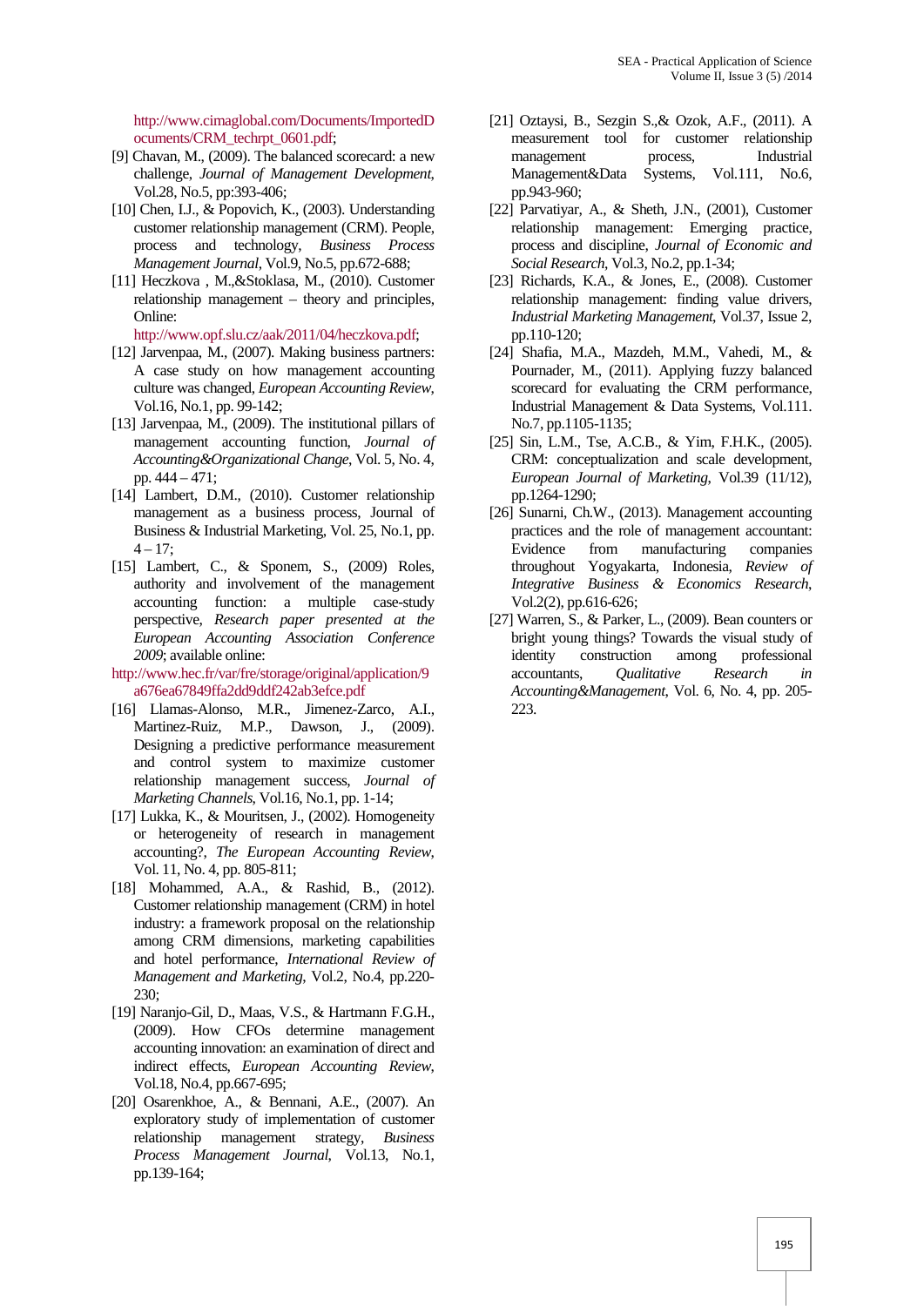http://www.cimaglobal.com/Documents/ImportedDocuments/CRM_techrpt_0601.pdf;

[9] Chavan, M., (2009). The balanced scorecard: a new challenge, *Journal of Management Development*, Vol.28, No.5, pp:393-406;

[10] Chen, I.J., & Popovich, K., (2003). Understanding customer relationship management (CRM). People, process and technology, *Business Process Management Journal*, Vol.9, No.5, pp.672-688;

[11] Heczkova , M.,&Stoklasa, M., (2010). Customer relationship management – theory and principles, Online: http://www.opf.slu.cz/aak/2011/04/heczkova.pdf;

[12] Jarvenpaa, M., (2007). Making business partners: A case study on how management accounting culture was changed, *European Accounting Review*, Vol.16, No.1, pp. 99-142;

[13] Jarvenpaa, M., (2009). The institutional pillars of management accounting function, *Journal of Accounting&Organizational Change*, Vol. 5, No. 4, pp. 444 – 471;

[14] Lambert, D.M., (2010). Customer relationship management as a business process, Journal of Business & Industrial Marketing, Vol. 25, No.1, pp. 4 – 17;

[15] Lambert, C., & Sponem, S., (2009) Roles, authority and involvement of the management accounting function: a multiple case-study perspective, *Research paper presented at the European Accounting Association Conference 2009*; available online: http://www.hec.fr/var/fre/storage/original/application/9a676ea67849ffa2dd9ddf242ab3efce.pdf

[16] Llamas-Alonso, M.R., Jimenez-Zarco, A.I., Martinez-Ruiz, M.P., Dawson, J., (2009). Designing a predictive performance measurement and control system to maximize customer relationship management success, *Journal of Marketing Channels*, Vol.16, No.1, pp. 1-14;

[17] Lukka, K., & Mouritsen, J., (2002). Homogeneity or heterogeneity of research in management accounting?, *The European Accounting Review*, Vol. 11, No. 4, pp. 805-811;

[18] Mohammed, A.A., & Rashid, B., (2012). Customer relationship management (CRM) in hotel industry: a framework proposal on the relationship among CRM dimensions, marketing capabilities and hotel performance, *International Review of Management and Marketing*, Vol.2, No.4, pp.220-230;

[19] Naranjo-Gil, D., Maas, V.S., & Hartmann F.G.H., (2009). How CFOs determine management accounting innovation: an examination of direct and indirect effects, *European Accounting Review*, Vol.18, No.4, pp.667-695;

[20] Osarenkhoe, A., & Bennani, A.E., (2007). An exploratory study of implementation of customer relationship management strategy, *Business Process Management Journal*, Vol.13, No.1, pp.139-164;

[21] Oztaysi, B., Sezgin S.,& Ozok, A.F., (2011). A measurement tool for customer relationship management process, Industrial Management&Data Systems, Vol.111, No.6, pp.943-960;

[22] Parvatiyar, A., & Sheth, J.N., (2001), Customer relationship management: Emerging practice, process and discipline, *Journal of Economic and Social Research*, Vol.3, No.2, pp.1-34;

[23] Richards, K.A., & Jones, E., (2008). Customer relationship management: finding value drivers, *Industrial Marketing Management*, Vol.37, Issue 2, pp.110-120;

[24] Shafia, M.A., Mazdeh, M.M., Vahedi, M., & Pournader, M., (2011). Applying fuzzy balanced scorecard for evaluating the CRM performance, Industrial Management & Data Systems, Vol.111. No.7, pp.1105-1135;

[25] Sin, L.M., Tse, A.C.B., & Yim, F.H.K., (2005). CRM: conceptualization and scale development, *European Journal of Marketing*, Vol.39 (11/12), pp.1264-1290;

[26] Sunarni, Ch.W., (2013). Management accounting practices and the role of management accountant: Evidence from manufacturing companies throughout Yogyakarta, Indonesia, *Review of Integrative Business & Economics Research*, Vol.2(2), pp.616-626;

[27] Warren, S., & Parker, L., (2009). Bean counters or bright young things? Towards the visual study of identity construction among professional accountants, *Qualitative Research in Accounting&Management*, Vol. 6, No. 4, pp. 205-223.